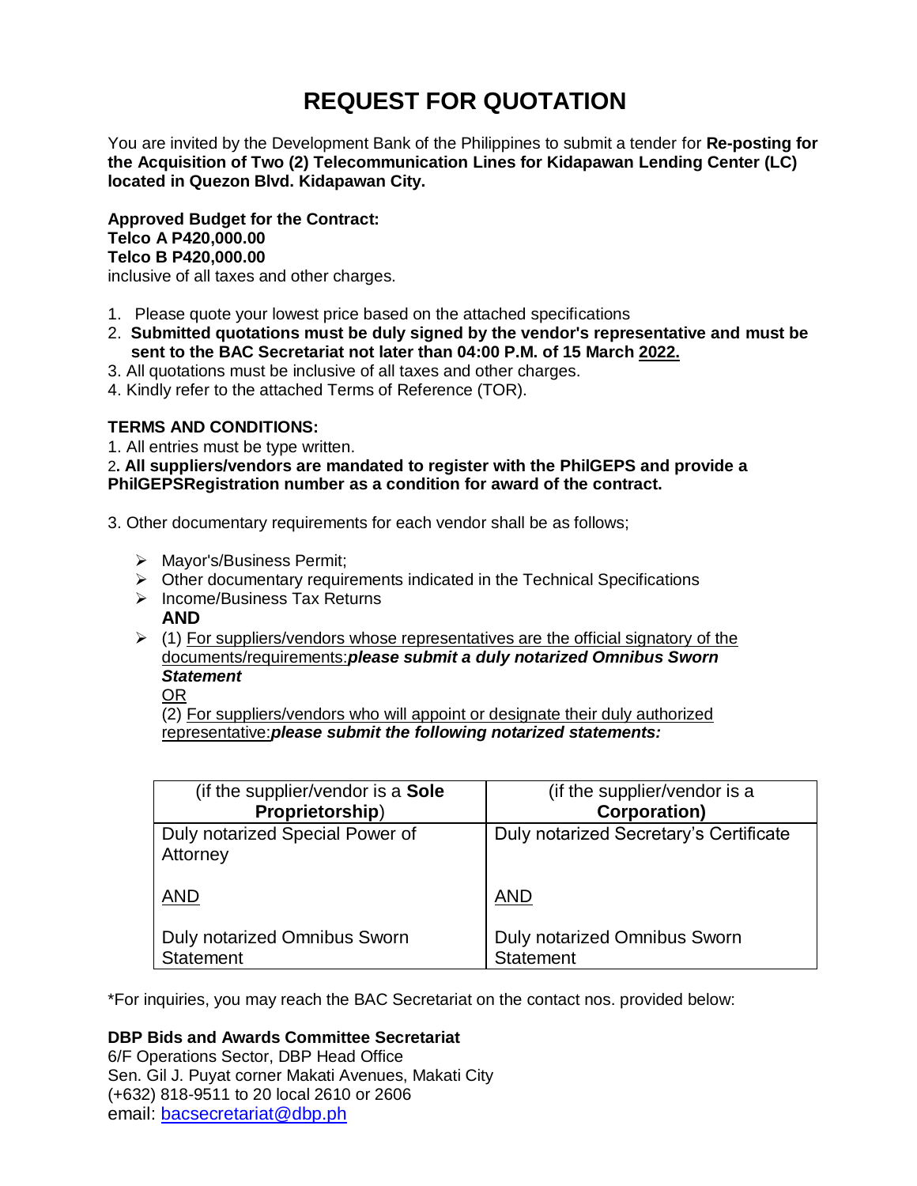# REQUEST FOR QUOTATION

You are invited by the Development Bank of the Philippines to submit a tender for **Re-posting for the Acquisition of Two (2) Telecommunication Lines for Kidapawan Lending Center (LC) located in Quezon Blvd. Kidapawan City.**

**Approved Budget for the Contract:**
**Telco A P420,000.00**
**Telco B P420,000.00**
inclusive of all taxes and other charges.

1. Please quote your lowest price based on the attached specifications
2. **Submitted quotations must be duly signed by the vendor's representative and must be sent to the BAC Secretariat not later than 04:00 P.M. of 15 March 2022.**
3. All quotations must be inclusive of all taxes and other charges.
4. Kindly refer to the attached Terms of Reference (TOR).

**TERMS AND CONDITIONS:**

1. All entries must be type written.
2. **All suppliers/vendors are mandated to register with the PhilGEPS and provide a PhilGEPSRegistration number as a condition for award of the contract.**

3. Other documentary requirements for each vendor shall be as follows;

- Mayor's/Business Permit;
- Other documentary requirements indicated in the Technical Specifications
- Income/Business Tax Returns
  **AND**
- (1) For suppliers/vendors whose representatives are the official signatory of the documents/requirements:***please submit a duly notarized Omnibus Sworn Statement***
  OR
  (2) For suppliers/vendors who will appoint or designate their duly authorized representative:***please submit the following notarized statements:***

| (if the supplier/vendor is a **Sole Proprietorship**) | (if the supplier/vendor is a **Corporation)** |
|---|---|
| Duly notarized Special Power of Attorney<br><br>AND<br><br>Duly notarized Omnibus Sworn Statement | Duly notarized Secretary's Certificate<br><br>AND<br><br>Duly notarized Omnibus Sworn Statement |

*For inquiries, you may reach the BAC Secretariat on the contact nos. provided below:

**DBP Bids and Awards Committee Secretariat**
6/F Operations Sector, DBP Head Office
Sen. Gil J. Puyat corner Makati Avenues, Makati City
(+632) 818-9511 to 20 local 2610 or 2606
email: bacsecretariat@dbp.ph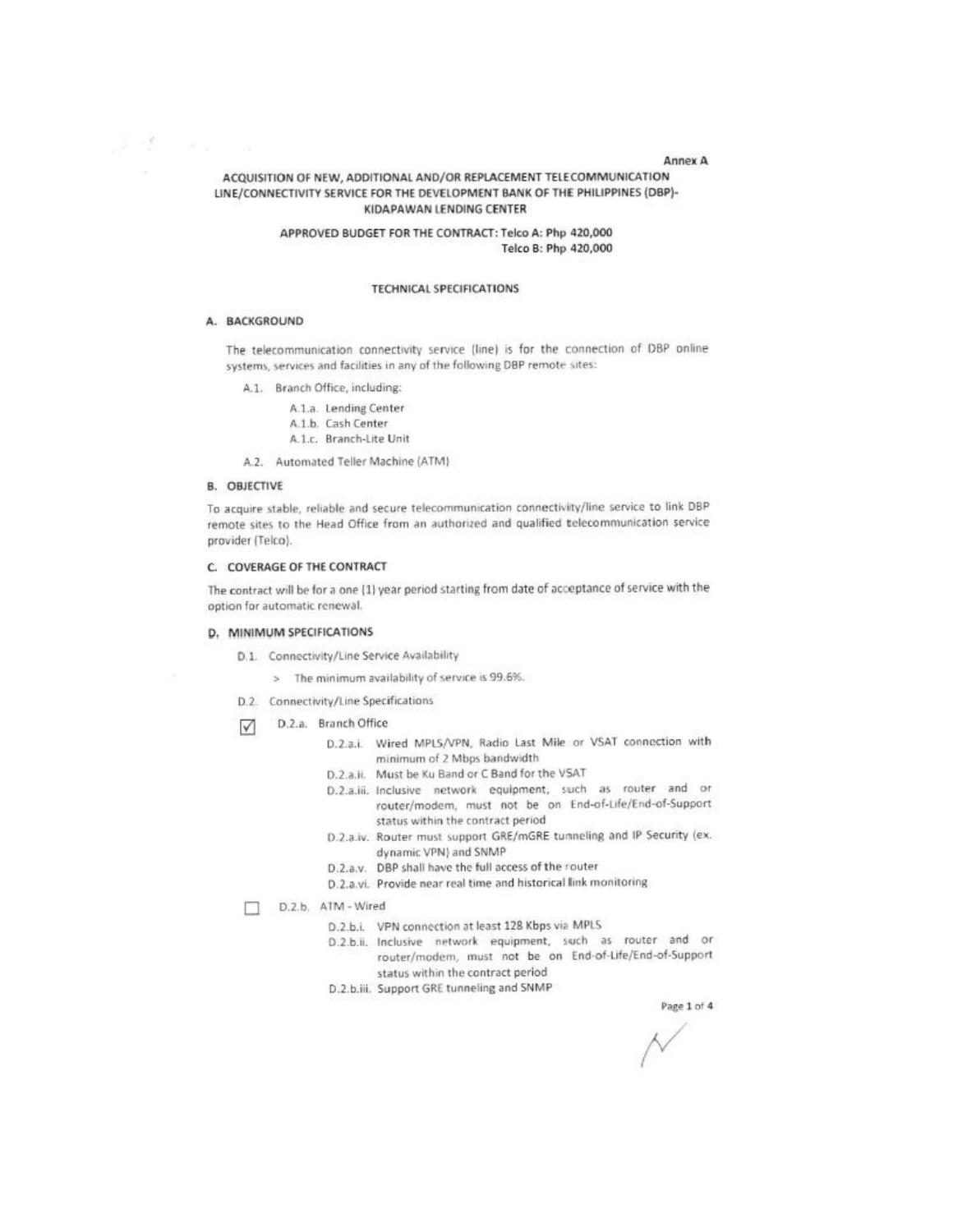Annex A

## ACQUISITION OF NEW, ADDITIONAL AND/OR REPLACEMENT TELECOMMUNICATION LINE/CONNECTIVITY SERVICE FOR THE DEVELOPMENT BANK OF THE PHILIPPINES (DBP)-KIDAPAWAN LENDING CENTER

**APPROVED BUDGET FOR THE CONTRACT: Telco A: Php 420,000**
**Telco B: Php 420,000**

### TECHNICAL SPECIFICATIONS

### A. BACKGROUND

The telecommunication connectivity service (line) is for the connection of DBP online systems, services and facilities in any of the following DBP remote sites:

- A.1. Branch Office, including:
  - A.1.a. Lending Center
  - A.1.b. Cash Center
  - A.1.c. Branch-Lite Unit
- A.2. Automated Teller Machine (ATM)

### B. OBJECTIVE

To acquire stable, reliable and secure telecommunication connectivity/line service to link DBP remote sites to the Head Office from an authorized and qualified telecommunication service provider (Telco).

### C. COVERAGE OF THE CONTRACT

The contract will be for a one (1) year period starting from date of acceptance of service with the option for automatic renewal.

### D. MINIMUM SPECIFICATIONS

- D.1. Connectivity/Line Service Availability
  - > The minimum availability of service is 99.6%.
- D.2. Connectivity/Line Specifications

☑ D.2.a. Branch Office

- D.2.a.i. Wired MPLS/VPN, Radio Last Mile or VSAT connection with minimum of 2 Mbps bandwidth
- D.2.a.ii. Must be Ku Band or C Band for the VSAT
- D.2.a.iii. Inclusive network equipment, such as router and or router/modem, must not be on End-of-Life/End-of-Support status within the contract period
- D.2.a.iv. Router must support GRE/mGRE tunneling and IP Security (ex. dynamic VPN) and SNMP
- D.2.a.v. DBP shall have the full access of the router
- D.2.a.vi. Provide near real time and historical link monitoring

☐ D.2.b. ATM - Wired

- D.2.b.i. VPN connection at least 128 Kbps via MPLS
- D.2.b.ii. Inclusive network equipment, such as router and or router/modem, must not be on End-of-Life/End-of-Support status within the contract period
- D.2.b.iii. Support GRE tunneling and SNMP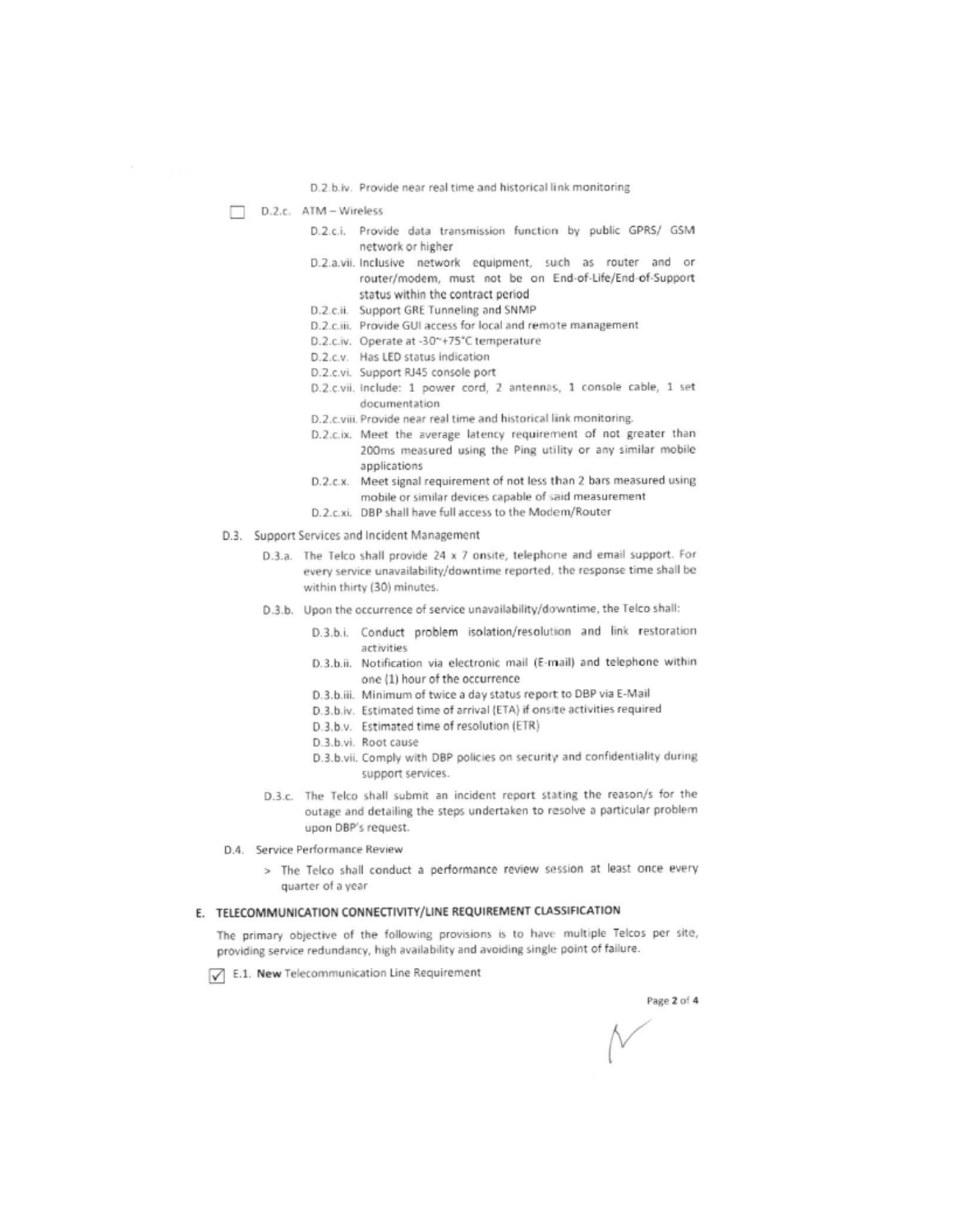- D.2.b.iv. Provide near real time and historical link monitoring

☐ D.2.c. ATM – Wireless

- D.2.c.i. Provide data transmission function by public GPRS/ GSM network or higher
- D.2.a.vii. Inclusive network equipment, such as router and or router/modem, must not be on End-of-Life/End-of-Support status within the contract period
- D.2.c.ii. Support GRE Tunneling and SNMP
- D.2.c.iii. Provide GUI access for local and remote management
- D.2.c.iv. Operate at -30~+75°C temperature
- D.2.c.v. Has LED status indication
- D.2.c.vi. Support RJ45 console port
- D.2.c.vii. Include: 1 power cord, 2 antennas, 1 console cable, 1 set documentation
- D.2.c.viii. Provide near real time and historical link monitoring.
- D.2.c.ix. Meet the average latency requirement of not greater than 200ms measured using the Ping utility or any similar mobile applications
- D.2.c.x. Meet signal requirement of not less than 2 bars measured using mobile or similar devices capable of said measurement
- D.2.c.xi. DBP shall have full access to the Modem/Router

D.3. Support Services and Incident Management

- D.3.a. The Telco shall provide 24 x 7 onsite, telephone and email support. For every service unavailability/downtime reported, the response time shall be within thirty (30) minutes.
- D.3.b. Upon the occurrence of service unavailability/downtime, the Telco shall:
  - D.3.b.i. Conduct problem isolation/resolution and link restoration activities
  - D.3.b.ii. Notification via electronic mail (E-mail) and telephone within one (1) hour of the occurrence
  - D.3.b.iii. Minimum of twice a day status report to DBP via E-Mail
  - D.3.b.iv. Estimated time of arrival (ETA) if onsite activities required
  - D.3.b.v. Estimated time of resolution (ETR)
  - D.3.b.vi. Root cause
  - D.3.b.vii. Comply with DBP policies on security and confidentiality during support services.
- D.3.c. The Telco shall submit an incident report stating the reason/s for the outage and detailing the steps undertaken to resolve a particular problem upon DBP's request.

D.4. Service Performance Review

> The Telco shall conduct a performance review session at least once every quarter of a year

## E. TELECOMMUNICATION CONNECTIVITY/LINE REQUIREMENT CLASSIFICATION

The primary objective of the following provisions is to have multiple Telcos per site, providing service redundancy, high availability and avoiding single point of failure.

☑ E.1. **New** Telecommunication Line Requirement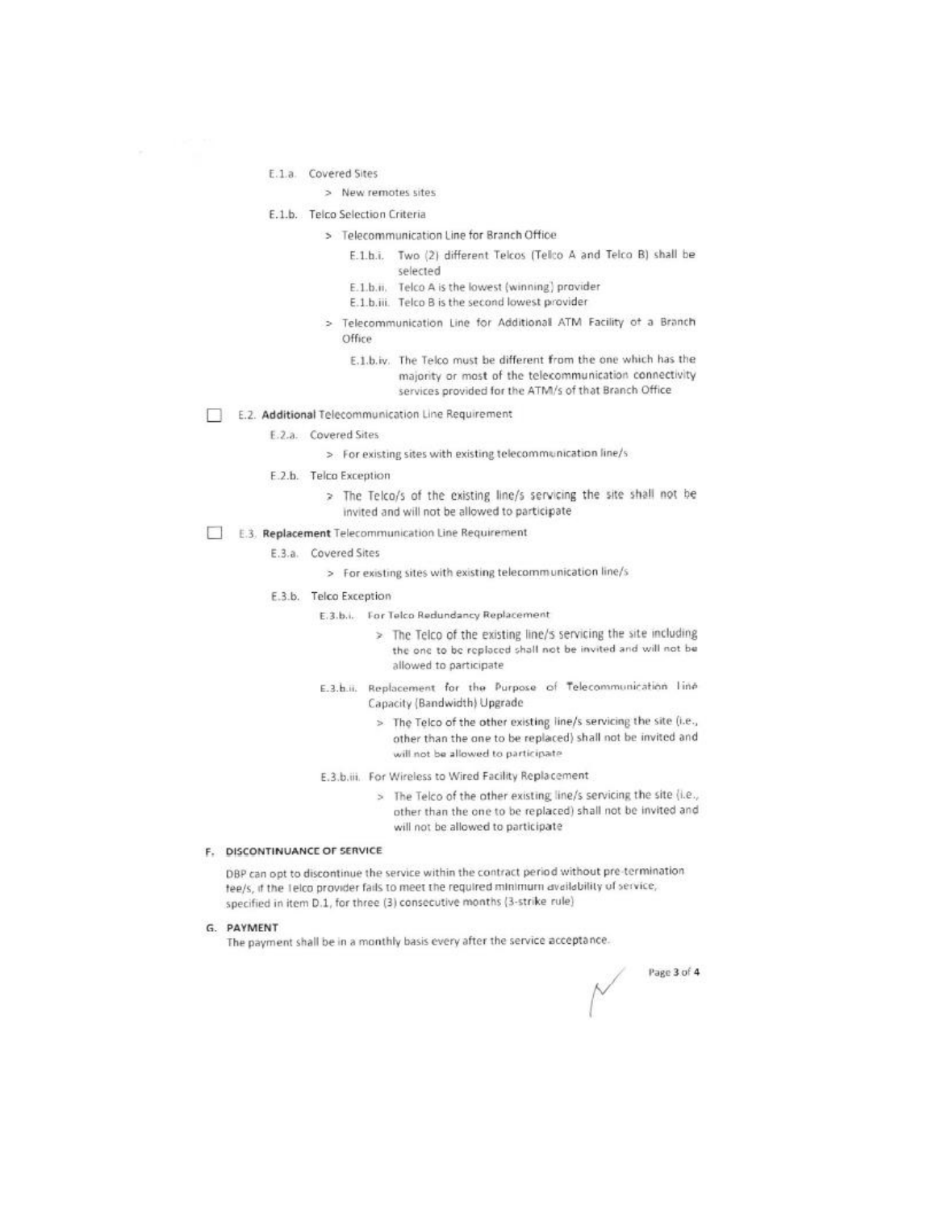E.1.a. Covered Sites

> New remotes sites

E.1.b. Telco Selection Criteria

> Telecommunication Line for Branch Office

E.1.b.i. Two (2) different Telcos (Telco A and Telco B) shall be selected

E.1.b.ii. Telco A is the lowest (winning) provider

E.1.b.iii. Telco B is the second lowest provider

> Telecommunication Line for Additional ATM Facility of a Branch Office

E.1.b.iv. The Telco must be different from the one which has the majority or most of the telecommunication connectivity services provided for the ATM/s of that Branch Office

☐ E.2. **Additional** Telecommunication Line Requirement

E.2.a. Covered Sites

> For existing sites with existing telecommunication line/s

E.2.b. Telco Exception

> The Telco/s of the existing line/s servicing the site shall not be invited and will not be allowed to participate

☐ E.3. **Replacement** Telecommunication Line Requirement

E.3.a. Covered Sites

> For existing sites with existing telecommunication line/s

E.3.b. Telco Exception

E.3.b.i. For Telco Redundancy Replacement

> The Telco of the existing line/s servicing the site including the one to be replaced shall not be invited and will not be allowed to participate

E.3.b.ii. Replacement for the Purpose of Telecommunication Line Capacity (Bandwidth) Upgrade

> The Telco of the other existing line/s servicing the site (i.e., other than the one to be replaced) shall not be invited and will not be allowed to participate

E.3.b.iii. For Wireless to Wired Facility Replacement

> The Telco of the other existing line/s servicing the site (i.e., other than the one to be replaced) shall not be invited and will not be allowed to participate

## F. DISCONTINUANCE OF SERVICE

DBP can opt to discontinue the service within the contract period without pre-termination fee/s, if the Telco provider fails to meet the required minimum availability of service, specified in item D.1, for three (3) consecutive months (3-strike rule)

## G. PAYMENT

The payment shall be in a monthly basis every after the service acceptance.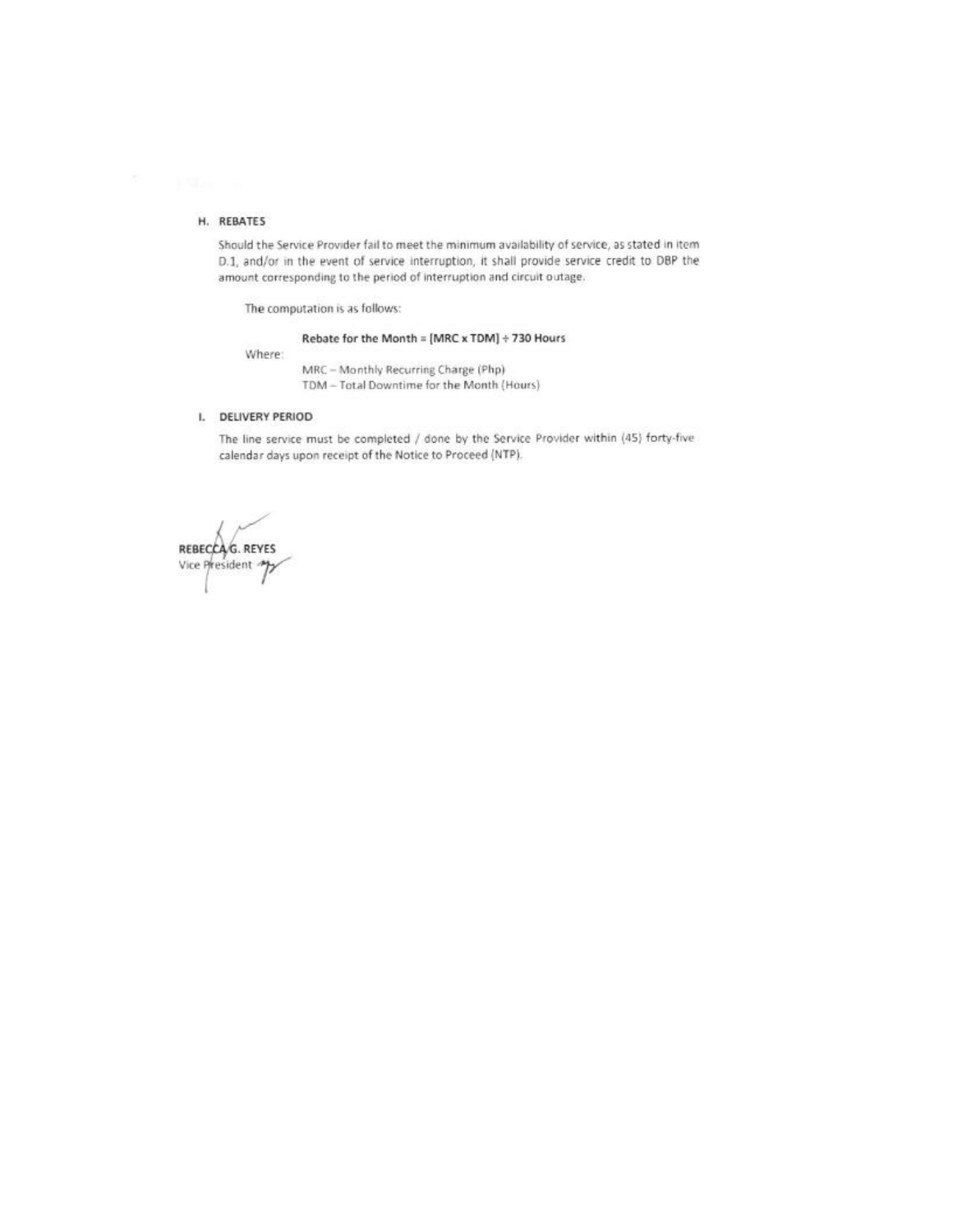## H. REBATES

Should the Service Provider fail to meet the minimum availability of service, as stated in item D.1, and/or in the event of service interruption, it shall provide service credit to DBP the amount corresponding to the period of interruption and circuit outage.

The computation is as follows:

**Rebate for the Month = [MRC x TDM] ÷ 730 Hours**

Where:

MRC – Monthly Recurring Charge (Php)
TDM – Total Downtime for the Month (Hours)

## I. DELIVERY PERIOD

The line service must be completed / done by the Service Provider within (45) forty-five calendar days upon receipt of the Notice to Proceed (NTP).

REBECCA G. REYES
Vice President